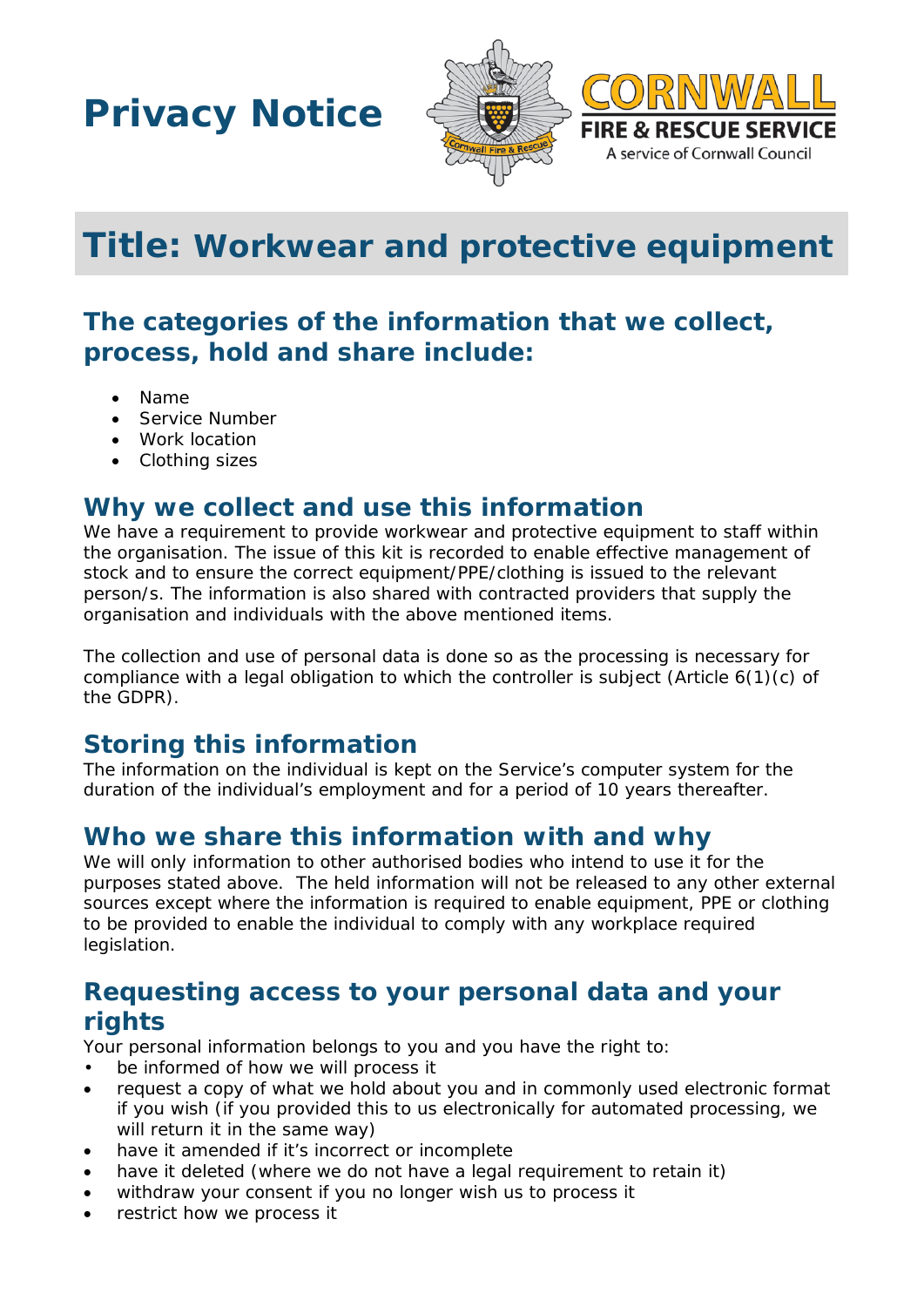# Privacy Notice

CORNWALL
FIRE & RESCUE SERVICE
A service of Cornwall Council

## Title: Workwear and protective equipment

### The categories of the information that we collect, process, hold and share include:

- Name
- Service Number
- Work location
- Clothing sizes

### Why we collect and use this information

We have a requirement to provide workwear and protective equipment to staff within the organisation. The issue of this kit is recorded to enable effective management of stock and to ensure the correct equipment/PPE/clothing is issued to the relevant person/s. The information is also shared with contracted providers that supply the organisation and individuals with the above mentioned items.

The collection and use of personal data is done so as the processing is necessary for compliance with a legal obligation to which the controller is subject (Article 6(1)(c) of the GDPR).

### Storing this information

The information on the individual is kept on the Service's computer system for the duration of the individual's employment and for a period of 10 years thereafter.

### Who we share this information with and why

We will only information to other authorised bodies who intend to use it for the purposes stated above. The held information will not be released to any other external sources except where the information is required to enable equipment, PPE or clothing to be provided to enable the individual to comply with any workplace required legislation.

### Requesting access to your personal data and your rights

Your personal information belongs to you and you have the right to:

- be informed of how we will process it
- request a copy of what we hold about you and in commonly used electronic format if you wish (if you provided this to us electronically for automated processing, we will return it in the same way)
- have it amended if it's incorrect or incomplete
- have it deleted (where we do not have a legal requirement to retain it)
- withdraw your consent if you no longer wish us to process it
- restrict how we process it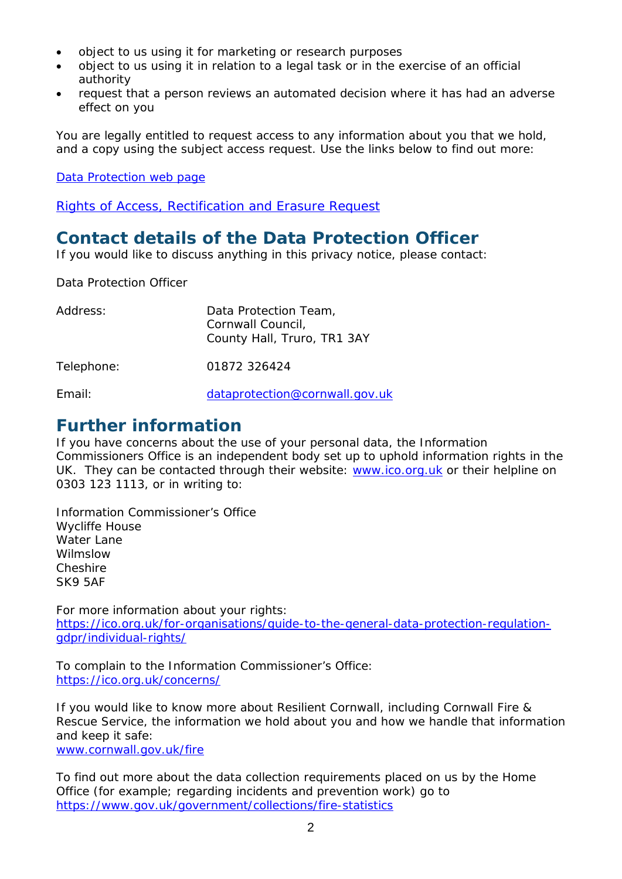- object to us using it for marketing or research purposes
- object to us using it in relation to a legal task or in the exercise of an official authority
- request that a person reviews an automated decision where it has had an adverse effect on you

You are legally entitled to request access to any information about you that we hold, and a copy using the subject access request. Use the links below to find out more:

[Data Protection web page]

[Rights of Access, Rectification and Erasure Request]

## Contact details of the Data Protection Officer

If you would like to discuss anything in this privacy notice, please contact:

Data Protection Officer

Address: Data Protection Team,
Cornwall Council,
County Hall, Truro, TR1 3AY

Telephone: 01872 326424

Email: dataprotection@cornwall.gov.uk

## Further information

If you have concerns about the use of your personal data, the Information Commissioners Office is an independent body set up to uphold information rights in the UK. They can be contacted through their website: www.ico.org.uk or their helpline on 0303 123 1113, or in writing to:

Information Commissioner's Office
Wycliffe House
Water Lane
Wilmslow
Cheshire
SK9 5AF

For more information about your rights:
https://ico.org.uk/for-organisations/guide-to-the-general-data-protection-regulation-gdpr/individual-rights/

To complain to the Information Commissioner's Office:
https://ico.org.uk/concerns/

If you would like to know more about Resilient Cornwall, including Cornwall Fire & Rescue Service, the information we hold about you and how we handle that information and keep it safe:
www.cornwall.gov.uk/fire

To find out more about the data collection requirements placed on us by the Home Office (for example; regarding incidents and prevention work) go to https://www.gov.uk/government/collections/fire-statistics